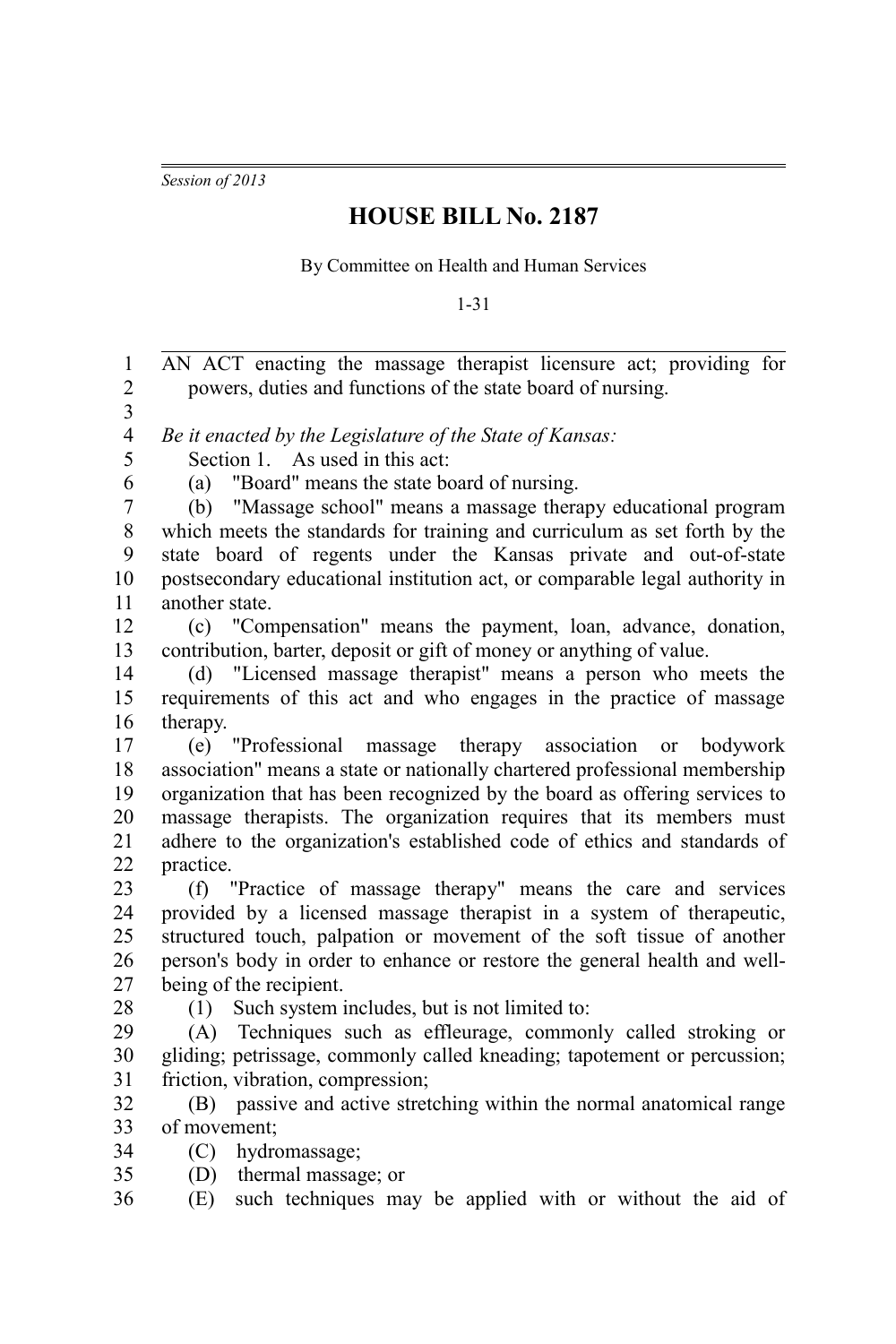*Session of 2013*

# HOUSE BILL No. 2187

By Committee on Health and Human Services

1-31

AN ACT enacting the massage therapist licensure act; providing for powers, duties and functions of the state board of nursing.

*Be it enacted by the Legislature of the State of Kansas:*

Section 1. As used in this act:

(a) "Board" means the state board of nursing.

(b) "Massage school" means a massage therapy educational program which meets the standards for training and curriculum as set forth by the state board of regents under the Kansas private and out-of-state postsecondary educational institution act, or comparable legal authority in another state.

(c) "Compensation" means the payment, loan, advance, donation, contribution, barter, deposit or gift of money or anything of value.

(d) "Licensed massage therapist" means a person who meets the requirements of this act and who engages in the practice of massage therapy.

(e) "Professional massage therapy association or bodywork association" means a state or nationally chartered professional membership organization that has been recognized by the board as offering services to massage therapists. The organization requires that its members must adhere to the organization's established code of ethics and standards of practice.

(f) "Practice of massage therapy" means the care and services provided by a licensed massage therapist in a system of therapeutic, structured touch, palpation or movement of the soft tissue of another person's body in order to enhance or restore the general health and well-being of the recipient.

(1) Such system includes, but is not limited to:

(A) Techniques such as effleurage, commonly called stroking or gliding; petrissage, commonly called kneading; tapotement or percussion; friction, vibration, compression;

(B) passive and active stretching within the normal anatomical range of movement;

(C) hydromassage;

(D) thermal massage; or

(E) such techniques may be applied with or without the aid of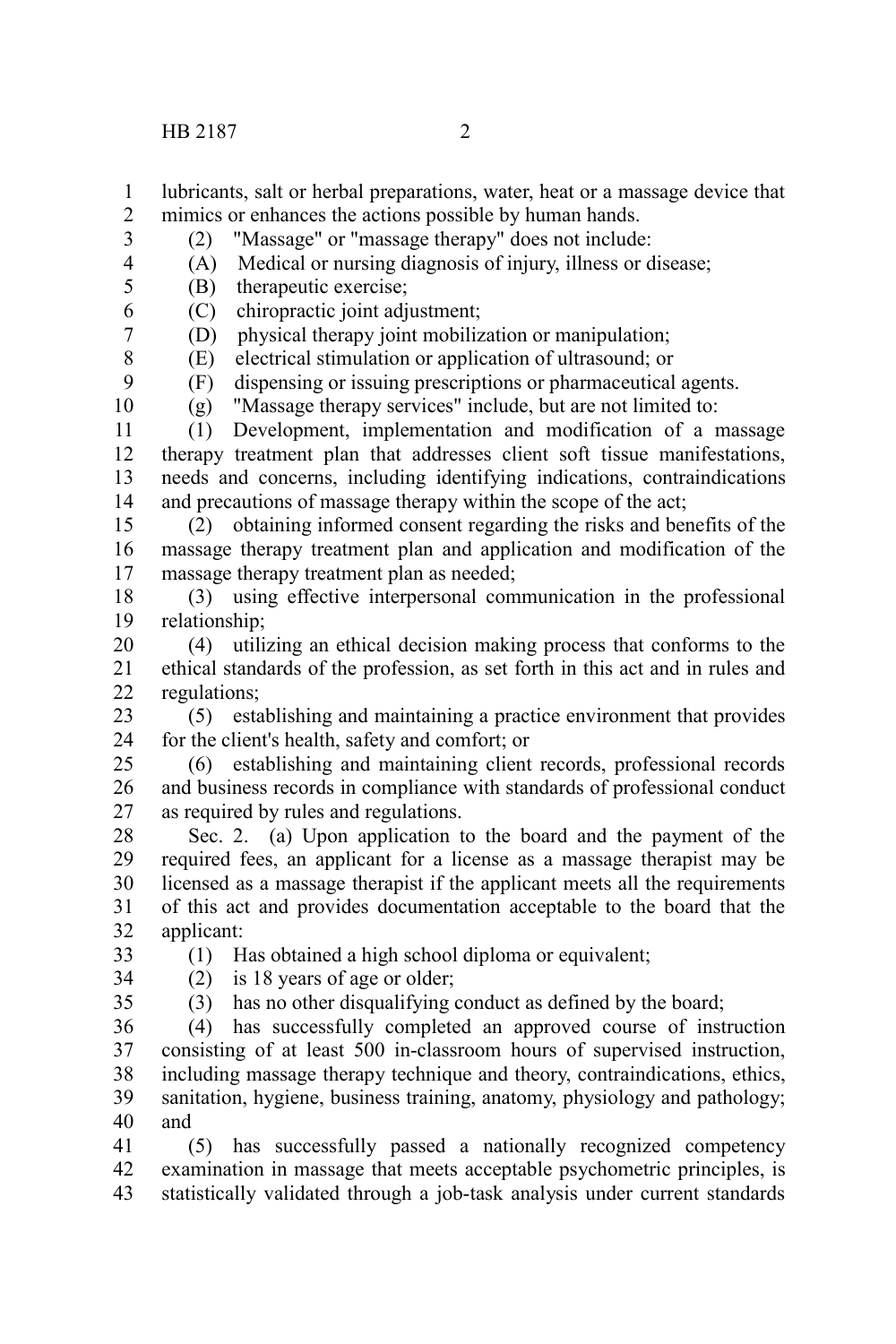lubricants, salt or herbal preparations, water, heat or a massage device that mimics or enhances the actions possible by human hands.

(2) "Massage" or "massage therapy" does not include:

(A) Medical or nursing diagnosis of injury, illness or disease;

(B) therapeutic exercise;

(C) chiropractic joint adjustment;

(D) physical therapy joint mobilization or manipulation;

(E) electrical stimulation or application of ultrasound; or

(F) dispensing or issuing prescriptions or pharmaceutical agents.

(g) "Massage therapy services" include, but are not limited to:

(1) Development, implementation and modification of a massage therapy treatment plan that addresses client soft tissue manifestations, needs and concerns, including identifying indications, contraindications and precautions of massage therapy within the scope of the act;

(2) obtaining informed consent regarding the risks and benefits of the massage therapy treatment plan and application and modification of the massage therapy treatment plan as needed;

(3) using effective interpersonal communication in the professional relationship;

(4) utilizing an ethical decision making process that conforms to the ethical standards of the profession, as set forth in this act and in rules and regulations;

(5) establishing and maintaining a practice environment that provides for the client's health, safety and comfort; or

(6) establishing and maintaining client records, professional records and business records in compliance with standards of professional conduct as required by rules and regulations.

Sec. 2. (a) Upon application to the board and the payment of the required fees, an applicant for a license as a massage therapist may be licensed as a massage therapist if the applicant meets all the requirements of this act and provides documentation acceptable to the board that the applicant:

(1) Has obtained a high school diploma or equivalent;

(2) is 18 years of age or older;

(3) has no other disqualifying conduct as defined by the board;

(4) has successfully completed an approved course of instruction consisting of at least 500 in-classroom hours of supervised instruction, including massage therapy technique and theory, contraindications, ethics, sanitation, hygiene, business training, anatomy, physiology and pathology; and

(5) has successfully passed a nationally recognized competency examination in massage that meets acceptable psychometric principles, is statistically validated through a job-task analysis under current standards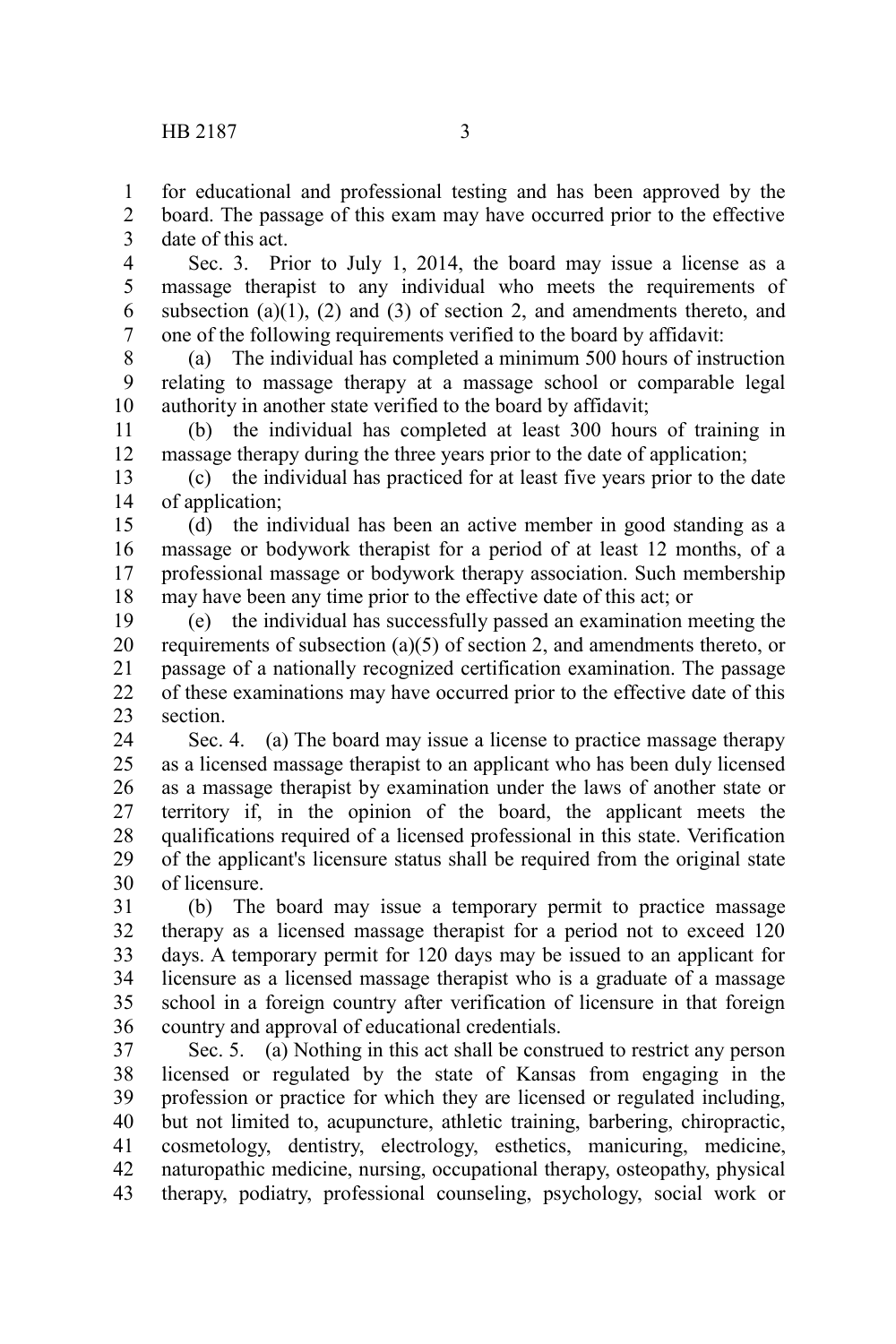for educational and professional testing and has been approved by the board. The passage of this exam may have occurred prior to the effective date of this act.

Sec. 3. Prior to July 1, 2014, the board may issue a license as a massage therapist to any individual who meets the requirements of subsection (a)(1), (2) and (3) of section 2, and amendments thereto, and one of the following requirements verified to the board by affidavit:

(a) The individual has completed a minimum 500 hours of instruction relating to massage therapy at a massage school or comparable legal authority in another state verified to the board by affidavit;

(b) the individual has completed at least 300 hours of training in massage therapy during the three years prior to the date of application;

(c) the individual has practiced for at least five years prior to the date of application;

(d) the individual has been an active member in good standing as a massage or bodywork therapist for a period of at least 12 months, of a professional massage or bodywork therapy association. Such membership may have been any time prior to the effective date of this act; or

(e) the individual has successfully passed an examination meeting the requirements of subsection (a)(5) of section 2, and amendments thereto, or passage of a nationally recognized certification examination. The passage of these examinations may have occurred prior to the effective date of this section.

Sec. 4. (a) The board may issue a license to practice massage therapy as a licensed massage therapist to an applicant who has been duly licensed as a massage therapist by examination under the laws of another state or territory if, in the opinion of the board, the applicant meets the qualifications required of a licensed professional in this state. Verification of the applicant's licensure status shall be required from the original state of licensure.

(b) The board may issue a temporary permit to practice massage therapy as a licensed massage therapist for a period not to exceed 120 days. A temporary permit for 120 days may be issued to an applicant for licensure as a licensed massage therapist who is a graduate of a massage school in a foreign country after verification of licensure in that foreign country and approval of educational credentials.

Sec. 5. (a) Nothing in this act shall be construed to restrict any person licensed or regulated by the state of Kansas from engaging in the profession or practice for which they are licensed or regulated including, but not limited to, acupuncture, athletic training, barbering, chiropractic, cosmetology, dentistry, electrology, esthetics, manicuring, medicine, naturopathic medicine, nursing, occupational therapy, osteopathy, physical therapy, podiatry, professional counseling, psychology, social work or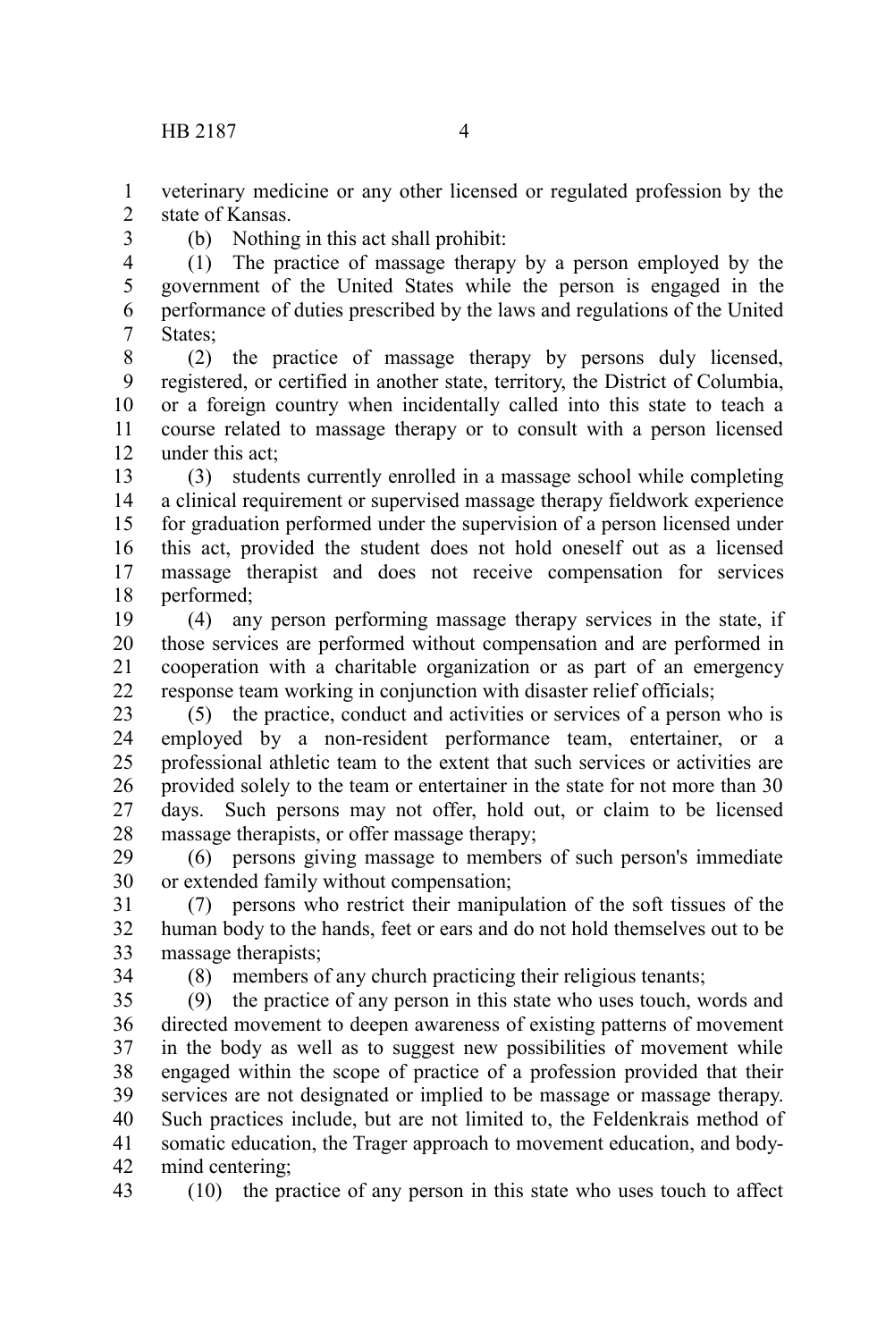veterinary medicine or any other licensed or regulated profession by the state of Kansas.

(b) Nothing in this act shall prohibit:

(1) The practice of massage therapy by a person employed by the government of the United States while the person is engaged in the performance of duties prescribed by the laws and regulations of the United States;

(2) the practice of massage therapy by persons duly licensed, registered, or certified in another state, territory, the District of Columbia, or a foreign country when incidentally called into this state to teach a course related to massage therapy or to consult with a person licensed under this act;

(3) students currently enrolled in a massage school while completing a clinical requirement or supervised massage therapy fieldwork experience for graduation performed under the supervision of a person licensed under this act, provided the student does not hold oneself out as a licensed massage therapist and does not receive compensation for services performed;

(4) any person performing massage therapy services in the state, if those services are performed without compensation and are performed in cooperation with a charitable organization or as part of an emergency response team working in conjunction with disaster relief officials;

(5) the practice, conduct and activities or services of a person who is employed by a non-resident performance team, entertainer, or a professional athletic team to the extent that such services or activities are provided solely to the team or entertainer in the state for not more than 30 days. Such persons may not offer, hold out, or claim to be licensed massage therapists, or offer massage therapy;

(6) persons giving massage to members of such person's immediate or extended family without compensation;

(7) persons who restrict their manipulation of the soft tissues of the human body to the hands, feet or ears and do not hold themselves out to be massage therapists;

(8) members of any church practicing their religious tenants;

(9) the practice of any person in this state who uses touch, words and directed movement to deepen awareness of existing patterns of movement in the body as well as to suggest new possibilities of movement while engaged within the scope of practice of a profession provided that their services are not designated or implied to be massage or massage therapy. Such practices include, but are not limited to, the Feldenkrais method of somatic education, the Trager approach to movement education, and body-mind centering;

(10) the practice of any person in this state who uses touch to affect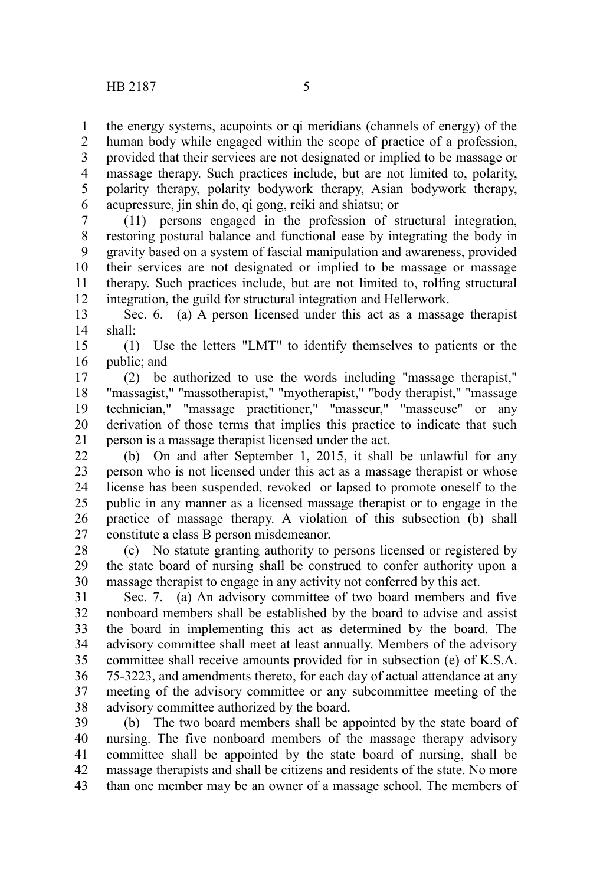the energy systems, acupoints or qi meridians (channels of energy) of the human body while engaged within the scope of practice of a profession, provided that their services are not designated or implied to be massage or massage therapy. Such practices include, but are not limited to, polarity, polarity therapy, polarity bodywork therapy, Asian bodywork therapy, acupressure, jin shin do, qi gong, reiki and shiatsu; or

(11) persons engaged in the profession of structural integration, restoring postural balance and functional ease by integrating the body in gravity based on a system of fascial manipulation and awareness, provided their services are not designated or implied to be massage or massage therapy. Such practices include, but are not limited to, rolfing structural integration, the guild for structural integration and Hellerwork.

Sec. 6. (a) A person licensed under this act as a massage therapist shall:

(1) Use the letters "LMT" to identify themselves to patients or the public; and

(2) be authorized to use the words including "massage therapist," "massagist," "massotherapist," "myotherapist," "body therapist," "massage technician," "massage practitioner," "masseur," "masseuse" or any derivation of those terms that implies this practice to indicate that such person is a massage therapist licensed under the act.

(b) On and after September 1, 2015, it shall be unlawful for any person who is not licensed under this act as a massage therapist or whose license has been suspended, revoked or lapsed to promote oneself to the public in any manner as a licensed massage therapist or to engage in the practice of massage therapy. A violation of this subsection (b) shall constitute a class B person misdemeanor.

(c) No statute granting authority to persons licensed or registered by the state board of nursing shall be construed to confer authority upon a massage therapist to engage in any activity not conferred by this act.

Sec. 7. (a) An advisory committee of two board members and five nonboard members shall be established by the board to advise and assist the board in implementing this act as determined by the board. The advisory committee shall meet at least annually. Members of the advisory committee shall receive amounts provided for in subsection (e) of K.S.A. 75-3223, and amendments thereto, for each day of actual attendance at any meeting of the advisory committee or any subcommittee meeting of the advisory committee authorized by the board.

(b) The two board members shall be appointed by the state board of nursing. The five nonboard members of the massage therapy advisory committee shall be appointed by the state board of nursing, shall be massage therapists and shall be citizens and residents of the state. No more than one member may be an owner of a massage school. The members of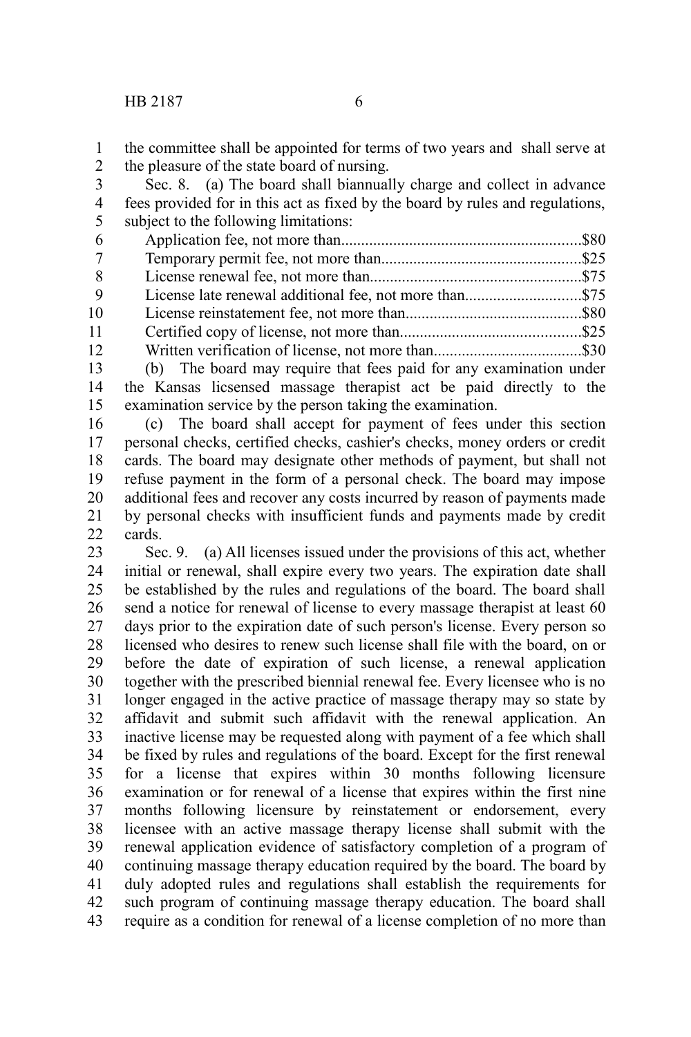the committee shall be appointed for terms of two years and shall serve at the pleasure of the state board of nursing.

Sec. 8. (a) The board shall biannually charge and collect in advance fees provided for in this act as fixed by the board by rules and regulations, subject to the following limitations:

| | |
|---|---|
| Application fee, not more than | $80 |
| Temporary permit fee, not more than | $25 |
| License renewal fee, not more than | $75 |
| License late renewal additional fee, not more than | $75 |
| License reinstatement fee, not more than | $80 |
| Certified copy of license, not more than | $25 |
| Written verification of license, not more than | $30 |

(b) The board may require that fees paid for any examination under the Kansas licsensed massage therapist act be paid directly to the examination service by the person taking the examination.

(c) The board shall accept for payment of fees under this section personal checks, certified checks, cashier's checks, money orders or credit cards. The board may designate other methods of payment, but shall not refuse payment in the form of a personal check. The board may impose additional fees and recover any costs incurred by reason of payments made by personal checks with insufficient funds and payments made by credit cards.

Sec. 9. (a) All licenses issued under the provisions of this act, whether initial or renewal, shall expire every two years. The expiration date shall be established by the rules and regulations of the board. The board shall send a notice for renewal of license to every massage therapist at least 60 days prior to the expiration date of such person's license. Every person so licensed who desires to renew such license shall file with the board, on or before the date of expiration of such license, a renewal application together with the prescribed biennial renewal fee. Every licensee who is no longer engaged in the active practice of massage therapy may so state by affidavit and submit such affidavit with the renewal application. An inactive license may be requested along with payment of a fee which shall be fixed by rules and regulations of the board. Except for the first renewal for a license that expires within 30 months following licensure examination or for renewal of a license that expires within the first nine months following licensure by reinstatement or endorsement, every licensee with an active massage therapy license shall submit with the renewal application evidence of satisfactory completion of a program of continuing massage therapy education required by the board. The board by duly adopted rules and regulations shall establish the requirements for such program of continuing massage therapy education. The board shall require as a condition for renewal of a license completion of no more than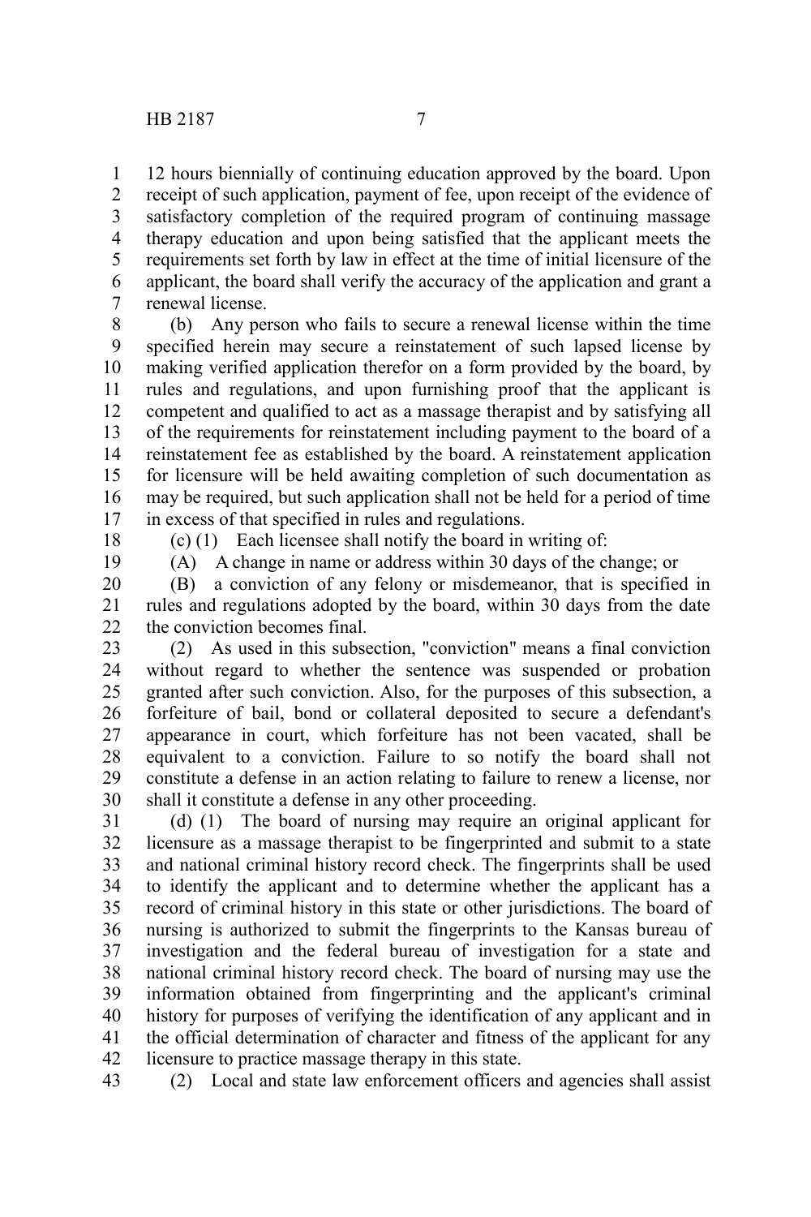12 hours biennially of continuing education approved by the board. Upon receipt of such application, payment of fee, upon receipt of the evidence of satisfactory completion of the required program of continuing massage therapy education and upon being satisfied that the applicant meets the requirements set forth by law in effect at the time of initial licensure of the applicant, the board shall verify the accuracy of the application and grant a renewal license.

(b) Any person who fails to secure a renewal license within the time specified herein may secure a reinstatement of such lapsed license by making verified application therefor on a form provided by the board, by rules and regulations, and upon furnishing proof that the applicant is competent and qualified to act as a massage therapist and by satisfying all of the requirements for reinstatement including payment to the board of a reinstatement fee as established by the board. A reinstatement application for licensure will be held awaiting completion of such documentation as may be required, but such application shall not be held for a period of time in excess of that specified in rules and regulations.

(c) (1) Each licensee shall notify the board in writing of:

(A) A change in name or address within 30 days of the change; or

(B) a conviction of any felony or misdemeanor, that is specified in rules and regulations adopted by the board, within 30 days from the date the conviction becomes final.

(2) As used in this subsection, "conviction" means a final conviction without regard to whether the sentence was suspended or probation granted after such conviction. Also, for the purposes of this subsection, a forfeiture of bail, bond or collateral deposited to secure a defendant's appearance in court, which forfeiture has not been vacated, shall be equivalent to a conviction. Failure to so notify the board shall not constitute a defense in an action relating to failure to renew a license, nor shall it constitute a defense in any other proceeding.

(d) (1) The board of nursing may require an original applicant for licensure as a massage therapist to be fingerprinted and submit to a state and national criminal history record check. The fingerprints shall be used to identify the applicant and to determine whether the applicant has a record of criminal history in this state or other jurisdictions. The board of nursing is authorized to submit the fingerprints to the Kansas bureau of investigation and the federal bureau of investigation for a state and national criminal history record check. The board of nursing may use the information obtained from fingerprinting and the applicant's criminal history for purposes of verifying the identification of any applicant and in the official determination of character and fitness of the applicant for any licensure to practice massage therapy in this state.

(2) Local and state law enforcement officers and agencies shall assist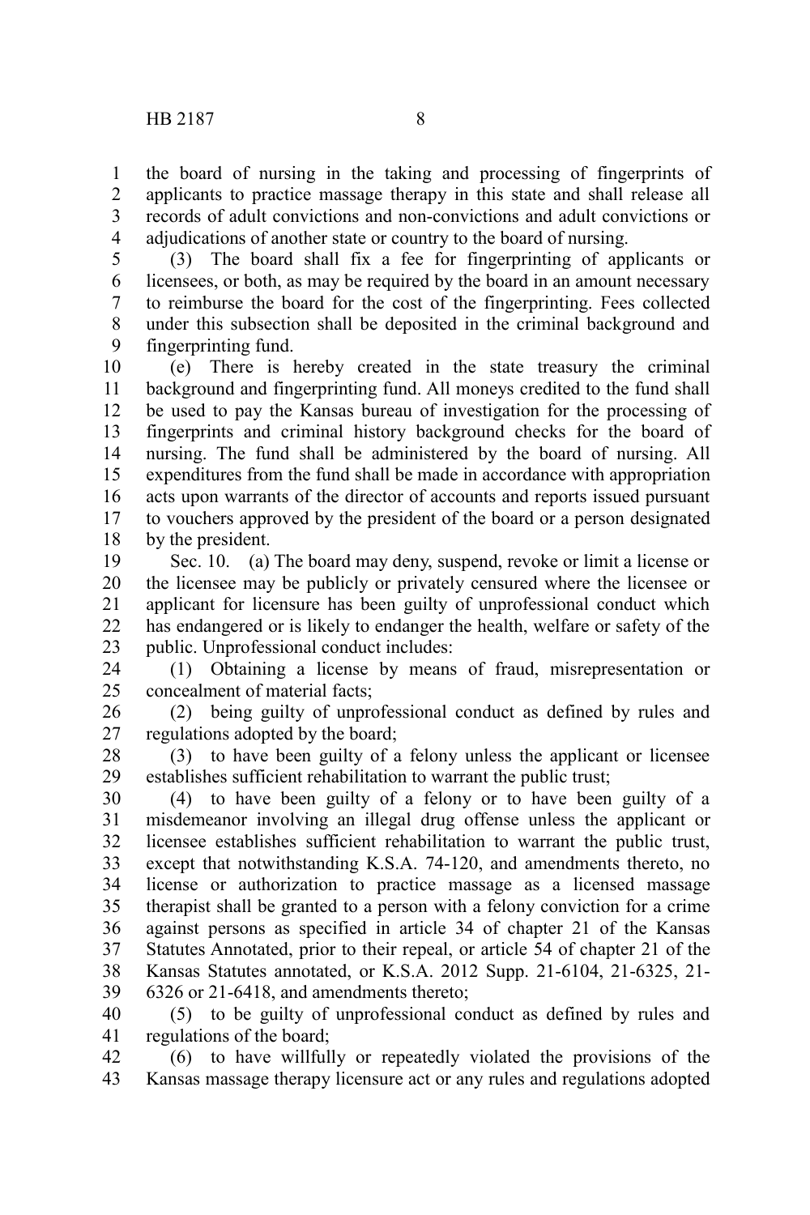the board of nursing in the taking and processing of fingerprints of applicants to practice massage therapy in this state and shall release all records of adult convictions and non-convictions and adult convictions or adjudications of another state or country to the board of nursing.

(3) The board shall fix a fee for fingerprinting of applicants or licensees, or both, as may be required by the board in an amount necessary to reimburse the board for the cost of the fingerprinting. Fees collected under this subsection shall be deposited in the criminal background and fingerprinting fund.

(e) There is hereby created in the state treasury the criminal background and fingerprinting fund. All moneys credited to the fund shall be used to pay the Kansas bureau of investigation for the processing of fingerprints and criminal history background checks for the board of nursing. The fund shall be administered by the board of nursing. All expenditures from the fund shall be made in accordance with appropriation acts upon warrants of the director of accounts and reports issued pursuant to vouchers approved by the president of the board or a person designated by the president.

Sec. 10. (a) The board may deny, suspend, revoke or limit a license or the licensee may be publicly or privately censured where the licensee or applicant for licensure has been guilty of unprofessional conduct which has endangered or is likely to endanger the health, welfare or safety of the public. Unprofessional conduct includes:

(1) Obtaining a license by means of fraud, misrepresentation or concealment of material facts;

(2) being guilty of unprofessional conduct as defined by rules and regulations adopted by the board;

(3) to have been guilty of a felony unless the applicant or licensee establishes sufficient rehabilitation to warrant the public trust;

(4) to have been guilty of a felony or to have been guilty of a misdemeanor involving an illegal drug offense unless the applicant or licensee establishes sufficient rehabilitation to warrant the public trust, except that notwithstanding K.S.A. 74-120, and amendments thereto, no license or authorization to practice massage as a licensed massage therapist shall be granted to a person with a felony conviction for a crime against persons as specified in article 34 of chapter 21 of the Kansas Statutes Annotated, prior to their repeal, or article 54 of chapter 21 of the Kansas Statutes annotated, or K.S.A. 2012 Supp. 21-6104, 21-6325, 21-6326 or 21-6418, and amendments thereto;

(5) to be guilty of unprofessional conduct as defined by rules and regulations of the board;

(6) to have willfully or repeatedly violated the provisions of the Kansas massage therapy licensure act or any rules and regulations adopted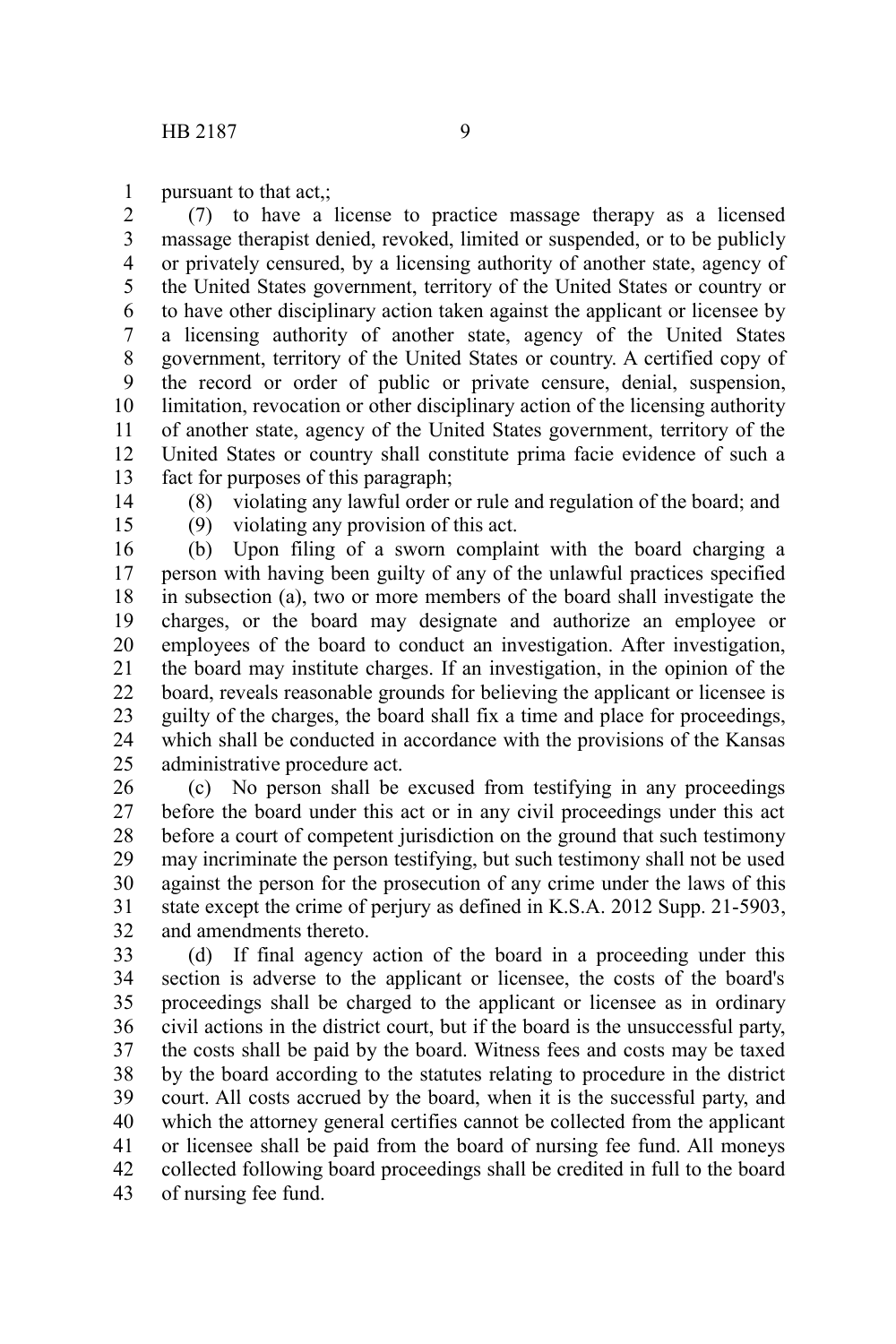pursuant to that act,;

(7) to have a license to practice massage therapy as a licensed massage therapist denied, revoked, limited or suspended, or to be publicly or privately censured, by a licensing authority of another state, agency of the United States government, territory of the United States or country or to have other disciplinary action taken against the applicant or licensee by a licensing authority of another state, agency of the United States government, territory of the United States or country. A certified copy of the record or order of public or private censure, denial, suspension, limitation, revocation or other disciplinary action of the licensing authority of another state, agency of the United States government, territory of the United States or country shall constitute prima facie evidence of such a fact for purposes of this paragraph;

(8) violating any lawful order or rule and regulation of the board; and

(9) violating any provision of this act.

(b) Upon filing of a sworn complaint with the board charging a person with having been guilty of any of the unlawful practices specified in subsection (a), two or more members of the board shall investigate the charges, or the board may designate and authorize an employee or employees of the board to conduct an investigation. After investigation, the board may institute charges. If an investigation, in the opinion of the board, reveals reasonable grounds for believing the applicant or licensee is guilty of the charges, the board shall fix a time and place for proceedings, which shall be conducted in accordance with the provisions of the Kansas administrative procedure act.

(c) No person shall be excused from testifying in any proceedings before the board under this act or in any civil proceedings under this act before a court of competent jurisdiction on the ground that such testimony may incriminate the person testifying, but such testimony shall not be used against the person for the prosecution of any crime under the laws of this state except the crime of perjury as defined in K.S.A. 2012 Supp. 21-5903, and amendments thereto.

(d) If final agency action of the board in a proceeding under this section is adverse to the applicant or licensee, the costs of the board's proceedings shall be charged to the applicant or licensee as in ordinary civil actions in the district court, but if the board is the unsuccessful party, the costs shall be paid by the board. Witness fees and costs may be taxed by the board according to the statutes relating to procedure in the district court. All costs accrued by the board, when it is the successful party, and which the attorney general certifies cannot be collected from the applicant or licensee shall be paid from the board of nursing fee fund. All moneys collected following board proceedings shall be credited in full to the board of nursing fee fund.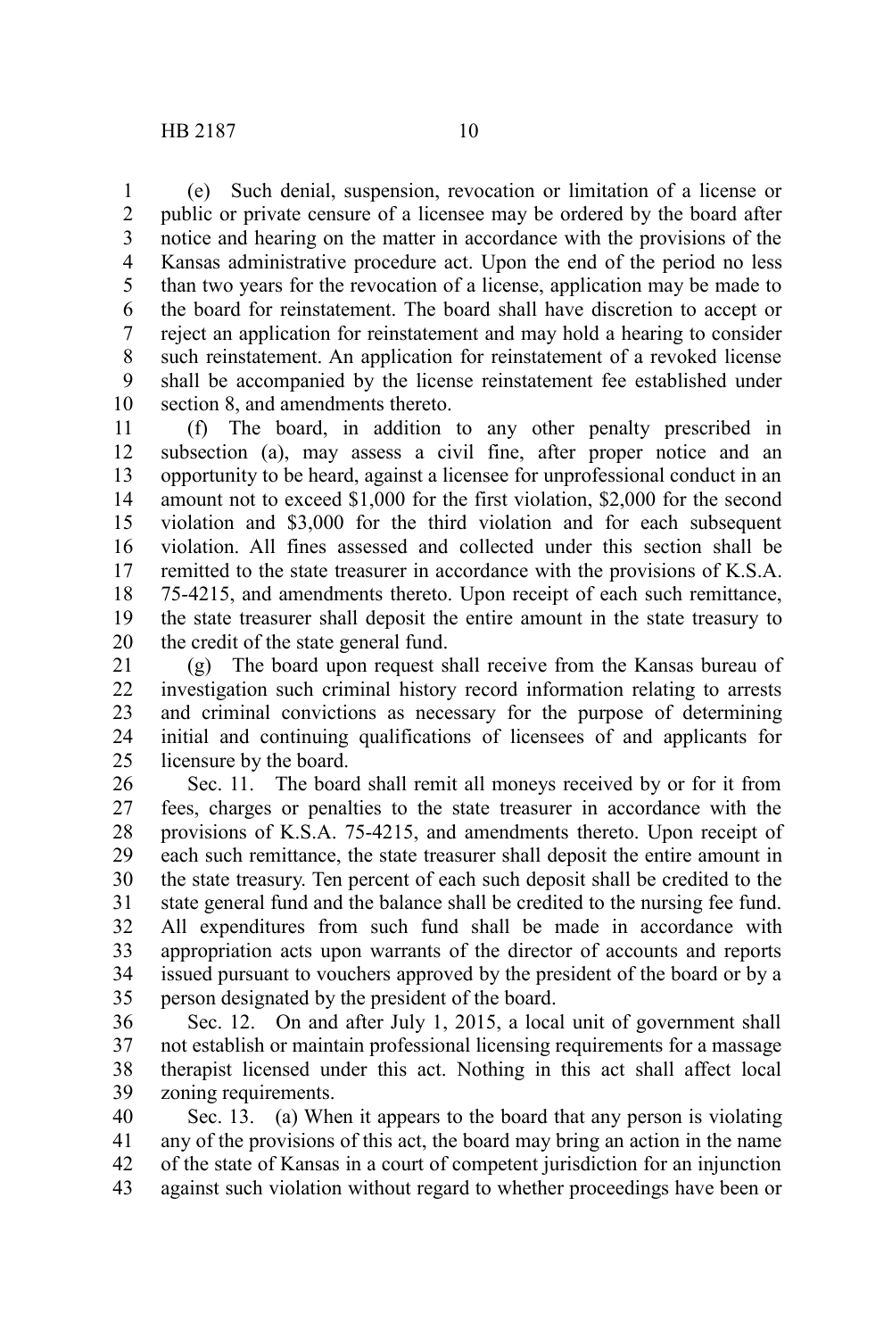(e) Such denial, suspension, revocation or limitation of a license or public or private censure of a licensee may be ordered by the board after notice and hearing on the matter in accordance with the provisions of the Kansas administrative procedure act. Upon the end of the period no less than two years for the revocation of a license, application may be made to the board for reinstatement. The board shall have discretion to accept or reject an application for reinstatement and may hold a hearing to consider such reinstatement. An application for reinstatement of a revoked license shall be accompanied by the license reinstatement fee established under section 8, and amendments thereto.

(f) The board, in addition to any other penalty prescribed in subsection (a), may assess a civil fine, after proper notice and an opportunity to be heard, against a licensee for unprofessional conduct in an amount not to exceed $1,000 for the first violation, $2,000 for the second violation and $3,000 for the third violation and for each subsequent violation. All fines assessed and collected under this section shall be remitted to the state treasurer in accordance with the provisions of K.S.A. 75-4215, and amendments thereto. Upon receipt of each such remittance, the state treasurer shall deposit the entire amount in the state treasury to the credit of the state general fund.

(g) The board upon request shall receive from the Kansas bureau of investigation such criminal history record information relating to arrests and criminal convictions as necessary for the purpose of determining initial and continuing qualifications of licensees of and applicants for licensure by the board.

Sec. 11. The board shall remit all moneys received by or for it from fees, charges or penalties to the state treasurer in accordance with the provisions of K.S.A. 75-4215, and amendments thereto. Upon receipt of each such remittance, the state treasurer shall deposit the entire amount in the state treasury. Ten percent of each such deposit shall be credited to the state general fund and the balance shall be credited to the nursing fee fund. All expenditures from such fund shall be made in accordance with appropriation acts upon warrants of the director of accounts and reports issued pursuant to vouchers approved by the president of the board or by a person designated by the president of the board.

Sec. 12. On and after July 1, 2015, a local unit of government shall not establish or maintain professional licensing requirements for a massage therapist licensed under this act. Nothing in this act shall affect local zoning requirements.

Sec. 13. (a) When it appears to the board that any person is violating any of the provisions of this act, the board may bring an action in the name of the state of Kansas in a court of competent jurisdiction for an injunction against such violation without regard to whether proceedings have been or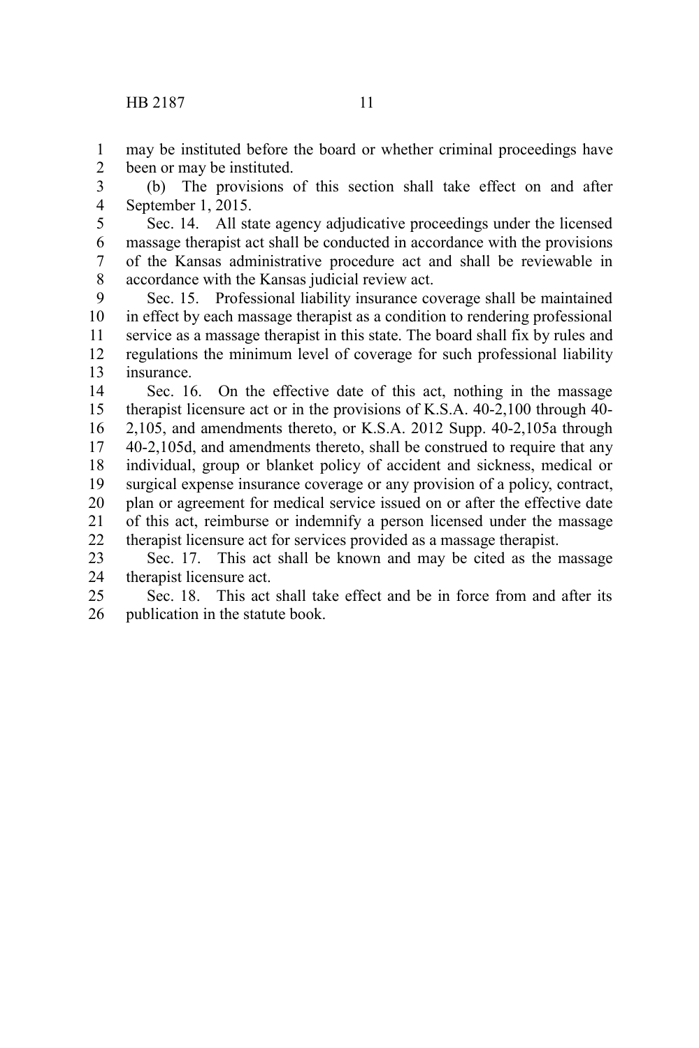may be instituted before the board or whether criminal proceedings have been or may be instituted.

(b) The provisions of this section shall take effect on and after September 1, 2015.

Sec. 14. All state agency adjudicative proceedings under the licensed massage therapist act shall be conducted in accordance with the provisions of the Kansas administrative procedure act and shall be reviewable in accordance with the Kansas judicial review act.

Sec. 15. Professional liability insurance coverage shall be maintained in effect by each massage therapist as a condition to rendering professional service as a massage therapist in this state. The board shall fix by rules and regulations the minimum level of coverage for such professional liability insurance.

Sec. 16. On the effective date of this act, nothing in the massage therapist licensure act or in the provisions of K.S.A. 40-2,100 through 40-2,105, and amendments thereto, or K.S.A. 2012 Supp. 40-2,105a through 40-2,105d, and amendments thereto, shall be construed to require that any individual, group or blanket policy of accident and sickness, medical or surgical expense insurance coverage or any provision of a policy, contract, plan or agreement for medical service issued on or after the effective date of this act, reimburse or indemnify a person licensed under the massage therapist licensure act for services provided as a massage therapist.

Sec. 17. This act shall be known and may be cited as the massage therapist licensure act.

Sec. 18. This act shall take effect and be in force from and after its publication in the statute book.